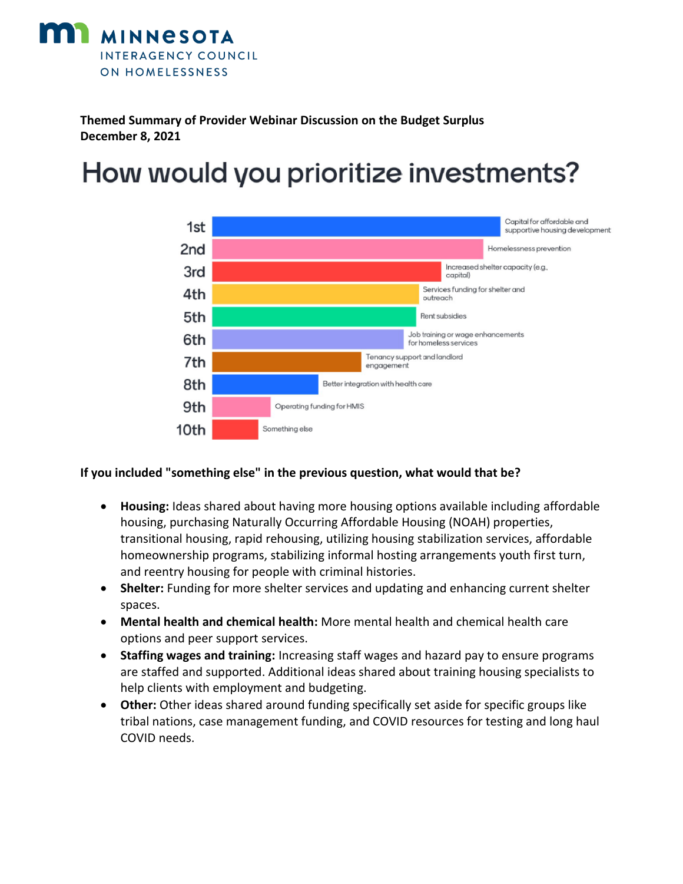MINNESOTA INTERAGENCY COUNCIL ON HOMELESSNESS

**Themed Summary of Provider Webinar Discussion on the Budget Surplus**
**December 8, 2021**

# How would you prioritize investments?

| Rank | Investment |
| --- | --- |
| 1st | Capital for affordable and supportive housing development |
| 2nd | Homelessness prevention |
| 3rd | Increased shelter capacity (e.g., capital) |
| 4th | Services funding for shelter and outreach |
| 5th | Rent subsidies |
| 6th | Job training or wage enhancements for homeless services |
| 7th | Tenancy support and landlord engagement |
| 8th | Better integration with health care |
| 9th | Operating funding for HMIS |
| 10th | Something else |

**If you included "something else" in the previous question, what would that be?**

- **Housing:** Ideas shared about having more housing options available including affordable housing, purchasing Naturally Occurring Affordable Housing (NOAH) properties, transitional housing, rapid rehousing, utilizing housing stabilization services, affordable homeownership programs, stabilizing informal hosting arrangements youth first turn, and reentry housing for people with criminal histories.
- **Shelter:** Funding for more shelter services and updating and enhancing current shelter spaces.
- **Mental health and chemical health:** More mental health and chemical health care options and peer support services.
- **Staffing wages and training:** Increasing staff wages and hazard pay to ensure programs are staffed and supported. Additional ideas shared about training housing specialists to help clients with employment and budgeting.
- **Other:** Other ideas shared around funding specifically set aside for specific groups like tribal nations, case management funding, and COVID resources for testing and long haul COVID needs.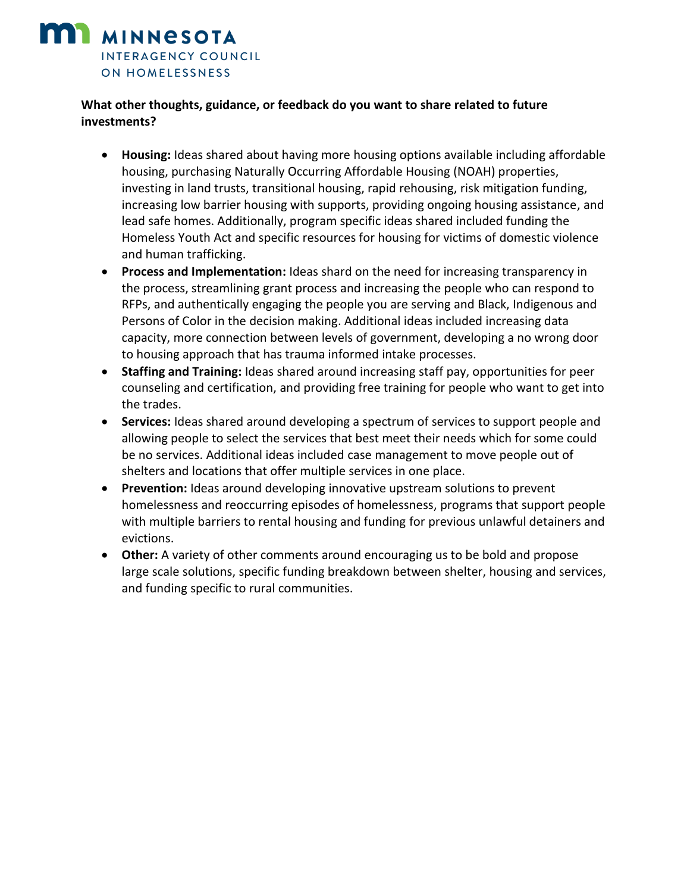**What other thoughts, guidance, or feedback do you want to share related to future investments?**

- **Housing:** Ideas shared about having more housing options available including affordable housing, purchasing Naturally Occurring Affordable Housing (NOAH) properties, investing in land trusts, transitional housing, rapid rehousing, risk mitigation funding, increasing low barrier housing with supports, providing ongoing housing assistance, and lead safe homes. Additionally, program specific ideas shared included funding the Homeless Youth Act and specific resources for housing for victims of domestic violence and human trafficking.
- **Process and Implementation:** Ideas shard on the need for increasing transparency in the process, streamlining grant process and increasing the people who can respond to RFPs, and authentically engaging the people you are serving and Black, Indigenous and Persons of Color in the decision making. Additional ideas included increasing data capacity, more connection between levels of government, developing a no wrong door to housing approach that has trauma informed intake processes.
- **Staffing and Training:** Ideas shared around increasing staff pay, opportunities for peer counseling and certification, and providing free training for people who want to get into the trades.
- **Services:** Ideas shared around developing a spectrum of services to support people and allowing people to select the services that best meet their needs which for some could be no services. Additional ideas included case management to move people out of shelters and locations that offer multiple services in one place.
- **Prevention:** Ideas around developing innovative upstream solutions to prevent homelessness and reoccurring episodes of homelessness, programs that support people with multiple barriers to rental housing and funding for previous unlawful detainers and evictions.
- **Other:** A variety of other comments around encouraging us to be bold and propose large scale solutions, specific funding breakdown between shelter, housing and services, and funding specific to rural communities.